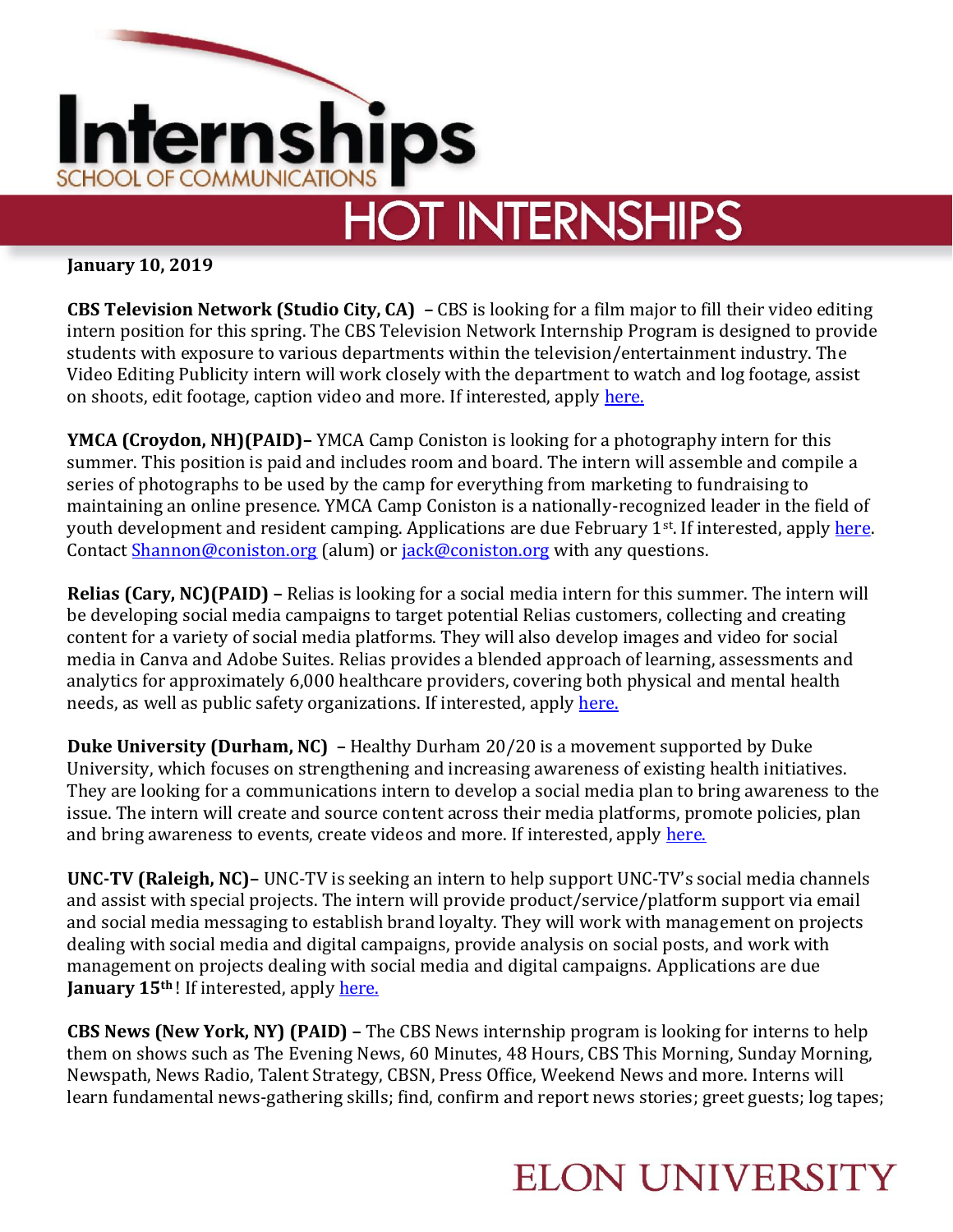# Internships
## SCHOOL OF COMMUNICATIONS
# HOT INTERNSHIPS

**January 10, 2019**

**CBS Television Network (Studio City, CA) –** CBS is looking for a film major to fill their video editing intern position for this spring. The CBS Television Network Internship Program is designed to provide students with exposure to various departments within the television/entertainment industry. The Video Editing Publicity intern will work closely with the department to watch and log footage, assist on shoots, edit footage, caption video and more. If interested, apply here.

**YMCA (Croydon, NH)(PAID)–** YMCA Camp Coniston is looking for a photography intern for this summer. This position is paid and includes room and board. The intern will assemble and compile a series of photographs to be used by the camp for everything from marketing to fundraising to maintaining an online presence. YMCA Camp Coniston is a nationally-recognized leader in the field of youth development and resident camping. Applications are due February 1st. If interested, apply here. Contact Shannon@coniston.org (alum) or jack@coniston.org with any questions.

**Relias (Cary, NC)(PAID) –** Relias is looking for a social media intern for this summer. The intern will be developing social media campaigns to target potential Relias customers, collecting and creating content for a variety of social media platforms. They will also develop images and video for social media in Canva and Adobe Suites. Relias provides a blended approach of learning, assessments and analytics for approximately 6,000 healthcare providers, covering both physical and mental health needs, as well as public safety organizations. If interested, apply here.

**Duke University (Durham, NC) –** Healthy Durham 20/20 is a movement supported by Duke University, which focuses on strengthening and increasing awareness of existing health initiatives. They are looking for a communications intern to develop a social media plan to bring awareness to the issue. The intern will create and source content across their media platforms, promote policies, plan and bring awareness to events, create videos and more. If interested, apply here.

**UNC-TV (Raleigh, NC)–** UNC-TV is seeking an intern to help support UNC-TV's social media channels and assist with special projects. The intern will provide product/service/platform support via email and social media messaging to establish brand loyalty. They will work with management on projects dealing with social media and digital campaigns, provide analysis on social posts, and work with management on projects dealing with social media and digital campaigns. Applications are due **January 15th**! If interested, apply here.

**CBS News (New York, NY) (PAID) –** The CBS News internship program is looking for interns to help them on shows such as The Evening News, 60 Minutes, 48 Hours, CBS This Morning, Sunday Morning, Newspath, News Radio, Talent Strategy, CBSN, Press Office, Weekend News and more. Interns will learn fundamental news-gathering skills; find, confirm and report news stories; greet guests; log tapes;

ELON UNIVERSITY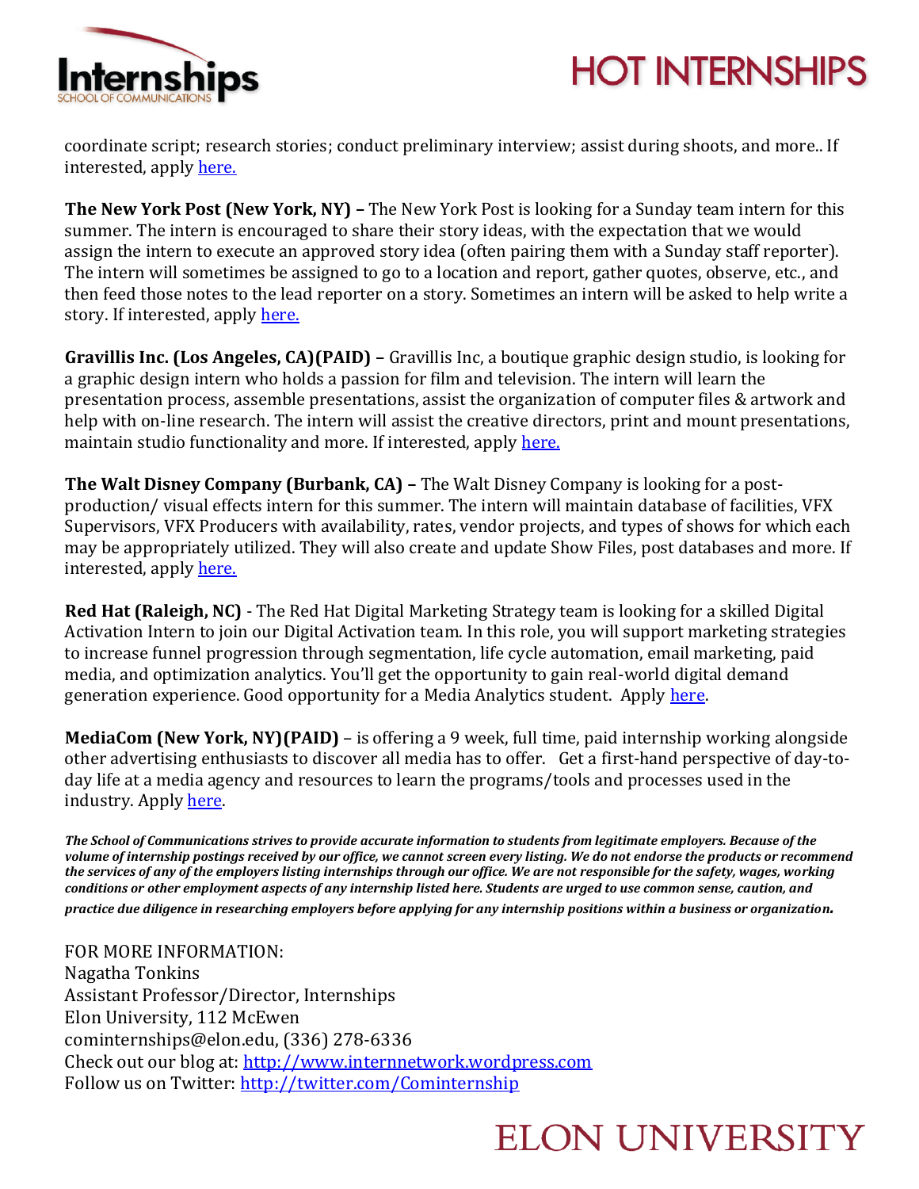coordinate script; research stories; conduct preliminary interview; assist during shoots, and more.. If interested, apply here.

**The New York Post (New York, NY) –** The New York Post is looking for a Sunday team intern for this summer. The intern is encouraged to share their story ideas, with the expectation that we would assign the intern to execute an approved story idea (often pairing them with a Sunday staff reporter). The intern will sometimes be assigned to go to a location and report, gather quotes, observe, etc., and then feed those notes to the lead reporter on a story. Sometimes an intern will be asked to help write a story. If interested, apply here.

**Gravillis Inc. (Los Angeles, CA)(PAID) –** Gravillis Inc, a boutique graphic design studio, is looking for a graphic design intern who holds a passion for film and television. The intern will learn the presentation process, assemble presentations, assist the organization of computer files & artwork and help with on-line research. The intern will assist the creative directors, print and mount presentations, maintain studio functionality and more. If interested, apply here.

**The Walt Disney Company (Burbank, CA) –** The Walt Disney Company is looking for a post-production/ visual effects intern for this summer. The intern will maintain database of facilities, VFX Supervisors, VFX Producers with availability, rates, vendor projects, and types of shows for which each may be appropriately utilized. They will also create and update Show Files, post databases and more. If interested, apply here.

**Red Hat (Raleigh, NC)** - The Red Hat Digital Marketing Strategy team is looking for a skilled Digital Activation Intern to join our Digital Activation team. In this role, you will support marketing strategies to increase funnel progression through segmentation, life cycle automation, email marketing, paid media, and optimization analytics. You'll get the opportunity to gain real-world digital demand generation experience. Good opportunity for a Media Analytics student. Apply here.

**MediaCom (New York, NY)(PAID)** – is offering a 9 week, full time, paid internship working alongside other advertising enthusiasts to discover all media has to offer. Get a first-hand perspective of day-to-day life at a media agency and resources to learn the programs/tools and processes used in the industry. Apply here.

***The School of Communications strives to provide accurate information to students from legitimate employers. Because of the volume of internship postings received by our office, we cannot screen every listing. We do not endorse the products or recommend the services of any of the employers listing internships through our office. We are not responsible for the safety, wages, working conditions or other employment aspects of any internship listed here. Students are urged to use common sense, caution, and practice due diligence in researching employers before applying for any internship positions within a business or organization.***

FOR MORE INFORMATION:
Nagatha Tonkins
Assistant Professor/Director, Internships
Elon University, 112 McEwen
cominternships@elon.edu, (336) 278-6336
Check out our blog at: http://www.internnetwork.wordpress.com
Follow us on Twitter: http://twitter.com/Cominternship